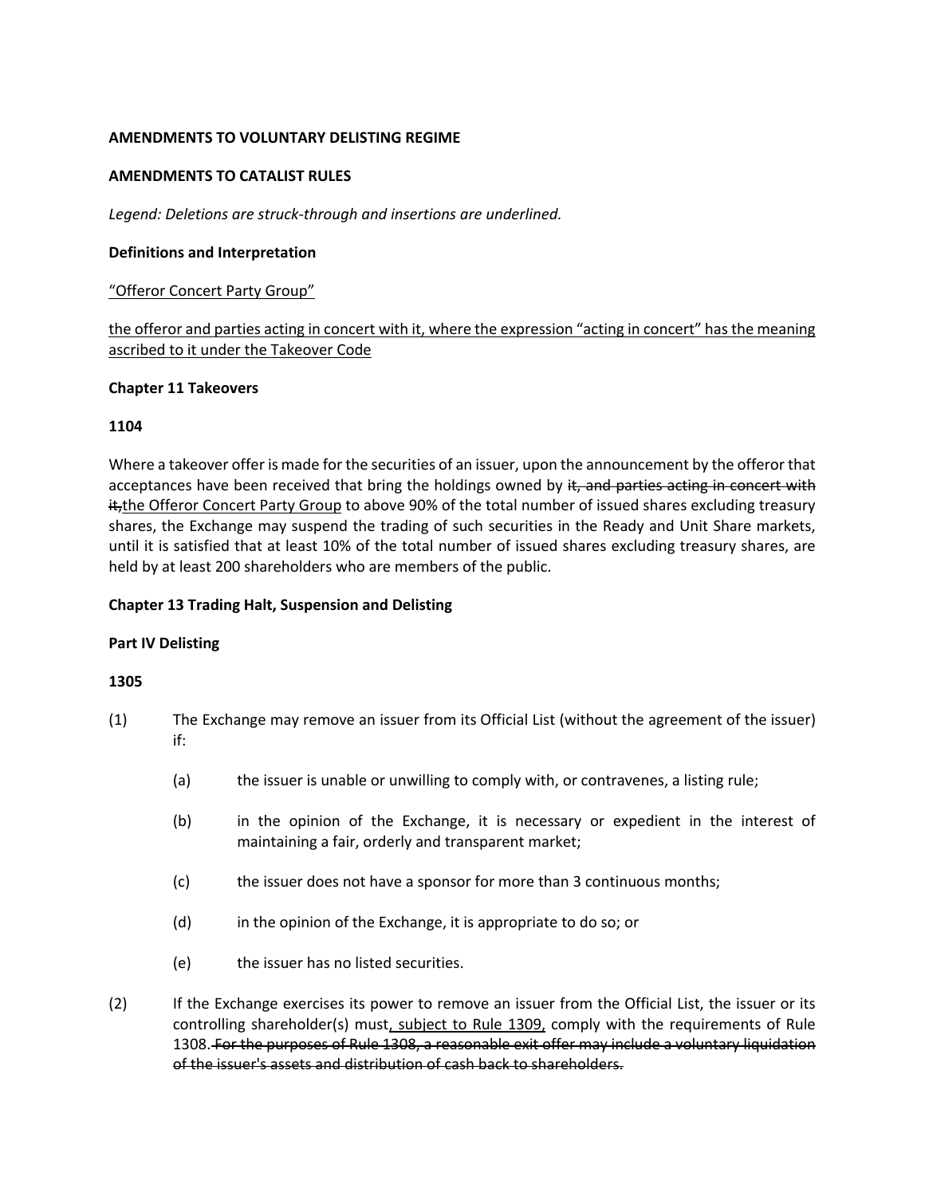**AMENDMENTS TO VOLUNTARY DELISTING REGIME**

**AMENDMENTS TO CATALIST RULES**

*Legend: Deletions are struck-through and insertions are underlined.*

**Definitions and Interpretation**

<u>“Offeror Concert Party Group”</u>

<u>the offeror and parties acting in concert with it, where the expression “acting in concert” has the meaning ascribed to it under the Takeover Code</u>

**Chapter 11 Takeovers**

**1104**

Where a takeover offer is made for the securities of an issuer, upon the announcement by the offeror that acceptances have been received that bring the holdings owned by ~~it, and parties acting in concert with it,~~<u>the Offeror Concert Party Group</u> to above 90% of the total number of issued shares excluding treasury shares, the Exchange may suspend the trading of such securities in the Ready and Unit Share markets, until it is satisfied that at least 10% of the total number of issued shares excluding treasury shares, are held by at least 200 shareholders who are members of the public.

**Chapter 13 Trading Halt, Suspension and Delisting**

**Part IV Delisting**

**1305**

(1) The Exchange may remove an issuer from its Official List (without the agreement of the issuer) if:

  (a) the issuer is unable or unwilling to comply with, or contravenes, a listing rule;

  (b) in the opinion of the Exchange, it is necessary or expedient in the interest of maintaining a fair, orderly and transparent market;

  (c) the issuer does not have a sponsor for more than 3 continuous months;

  (d) in the opinion of the Exchange, it is appropriate to do so; or

  (e) the issuer has no listed securities.

(2) If the Exchange exercises its power to remove an issuer from the Official List, the issuer or its controlling shareholder(s) must<u>, subject to Rule 1309,</u> comply with the requirements of Rule 1308. ~~For the purposes of Rule 1308, a reasonable exit offer may include a voluntary liquidation of the issuer's assets and distribution of cash back to shareholders.~~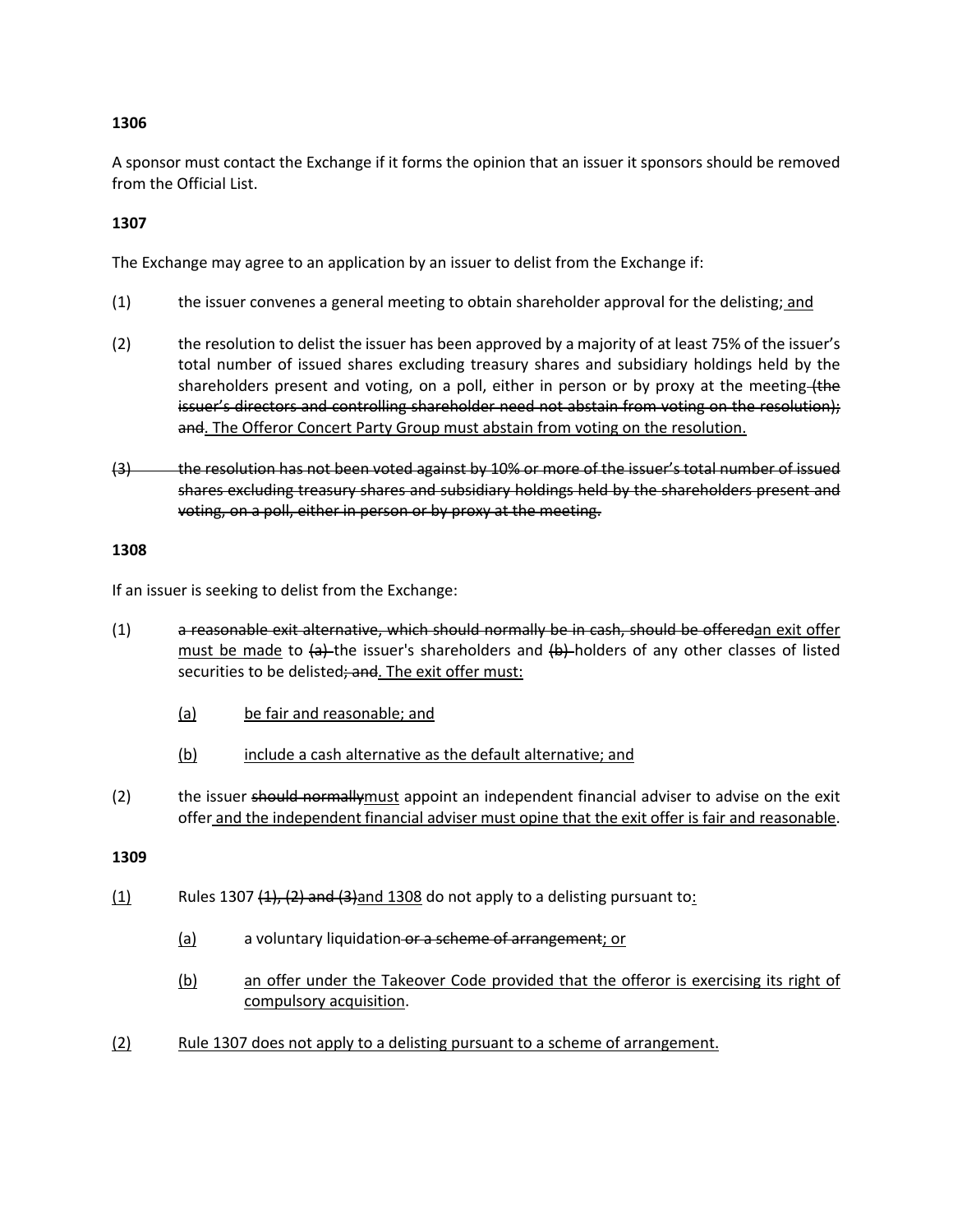**1306**

A sponsor must contact the Exchange if it forms the opinion that an issuer it sponsors should be removed from the Official List.

**1307**

The Exchange may agree to an application by an issuer to delist from the Exchange if:

(1) the issuer convenes a general meeting to obtain shareholder approval for the delisting;<u> and</u>

(2) the resolution to delist the issuer has been approved by a majority of at least 75% of the issuer's total number of issued shares excluding treasury shares and subsidiary holdings held by the shareholders present and voting, on a poll, either in person or by proxy at the meeting~~ (the issuer's directors and controlling shareholder need not abstain from voting on the resolution); and~~<u>. The Offeror Concert Party Group must abstain from voting on the resolution.</u>

~~(3) the resolution has not been voted against by 10% or more of the issuer's total number of issued shares excluding treasury shares and subsidiary holdings held by the shareholders present and voting, on a poll, either in person or by proxy at the meeting.~~

**1308**

If an issuer is seeking to delist from the Exchange:

(1) ~~a reasonable exit alternative, which should normally be in cash, should be offered~~<u>an exit offer must be made</u> to ~~(a)~~ the issuer's shareholders and ~~(b)~~ holders of any other classes of listed securities to be delisted~~; and~~<u>. The exit offer must:</u>

  <u>(a)</u> <u>be fair and reasonable; and</u>

  <u>(b)</u> <u>include a cash alternative as the default alternative; and</u>

(2) the issuer ~~should normally~~<u>must</u> appoint an independent financial adviser to advise on the exit offer<u> and the independent financial adviser must opine that the exit offer is fair and reasonable</u>.

**1309**

<u>(1)</u> Rules 1307 ~~(1), (2) and (3)~~<u>and 1308</u> do not apply to a delisting pursuant to<u>:</u>

  <u>(a)</u> a voluntary liquidation~~ or a scheme of arrangement~~<u>; or</u>

  <u>(b)</u> <u>an offer under the Takeover Code provided that the offeror is exercising its right of compulsory acquisition</u>.

<u>(2)</u> <u>Rule 1307 does not apply to a delisting pursuant to a scheme of arrangement.</u>